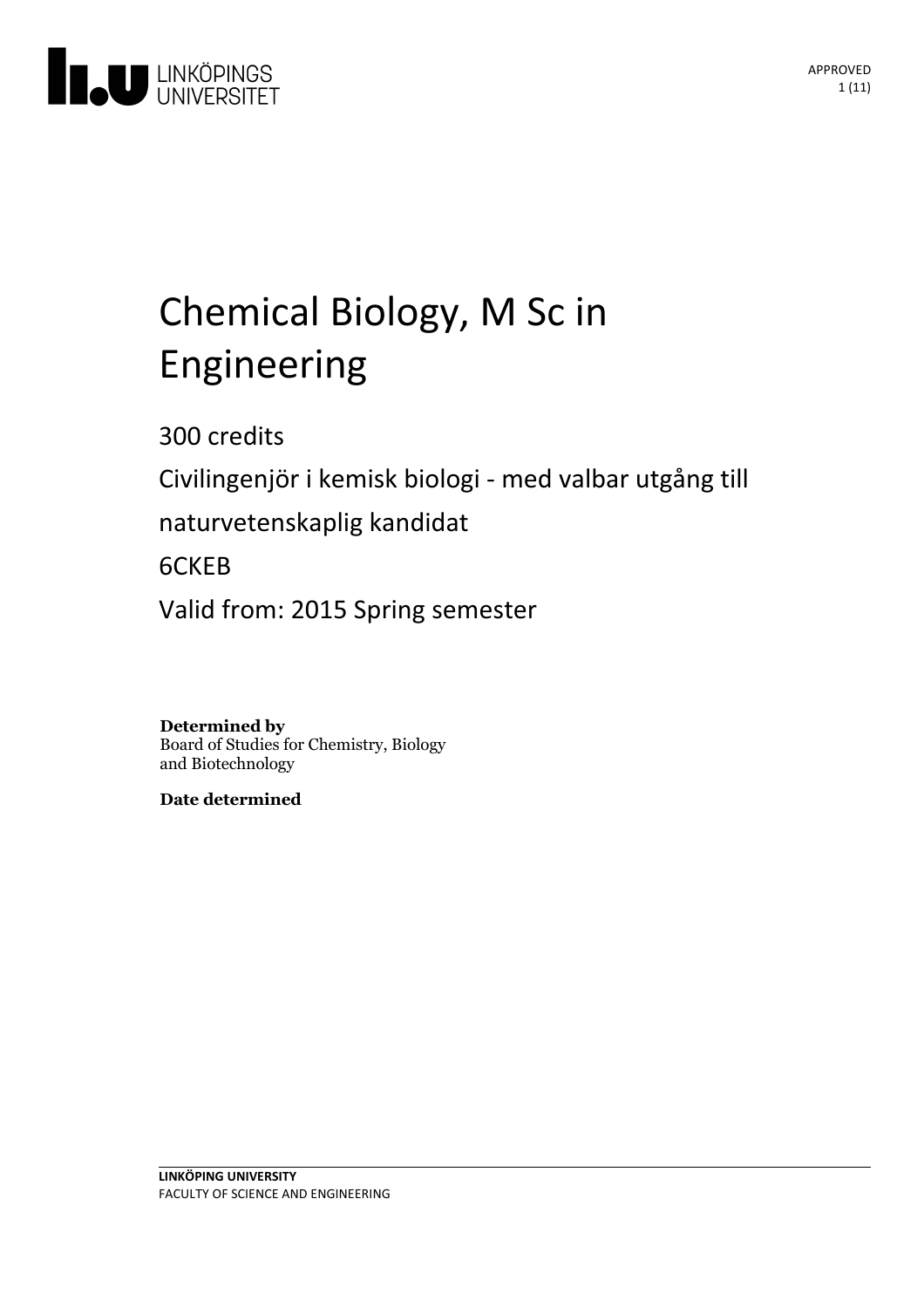APPROVED

# Chemical Biology, M Sc in Engineering

300 credits

Civilingenjör i kemisk biologi - med valbar utgång till naturvetenskaplig kandidat

6CKEB

Valid from: 2015 Spring semester

**Determined by**
Board of Studies for Chemistry, Biology and Biotechnology

**Date determined**

**LINKÖPING UNIVERSITY**
FACULTY OF SCIENCE AND ENGINEERING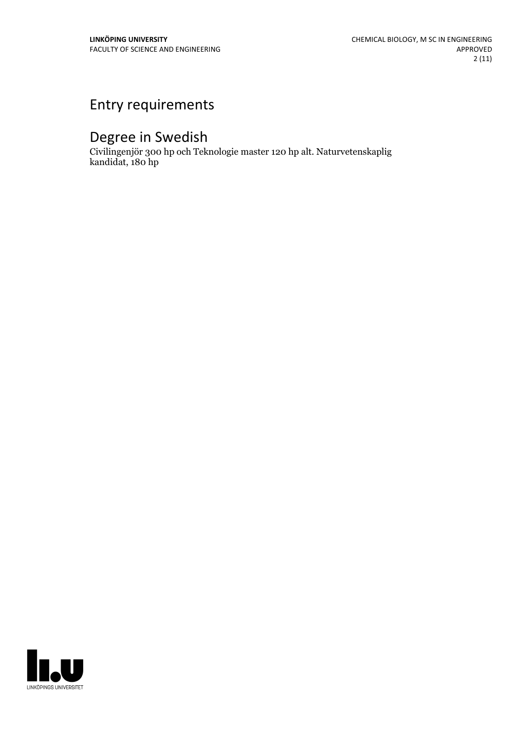# Entry requirements

# Degree in Swedish

Civilingenjör 300 hp och Teknologie master 120 hp alt. Naturvetenskaplig kandidat, 180 hp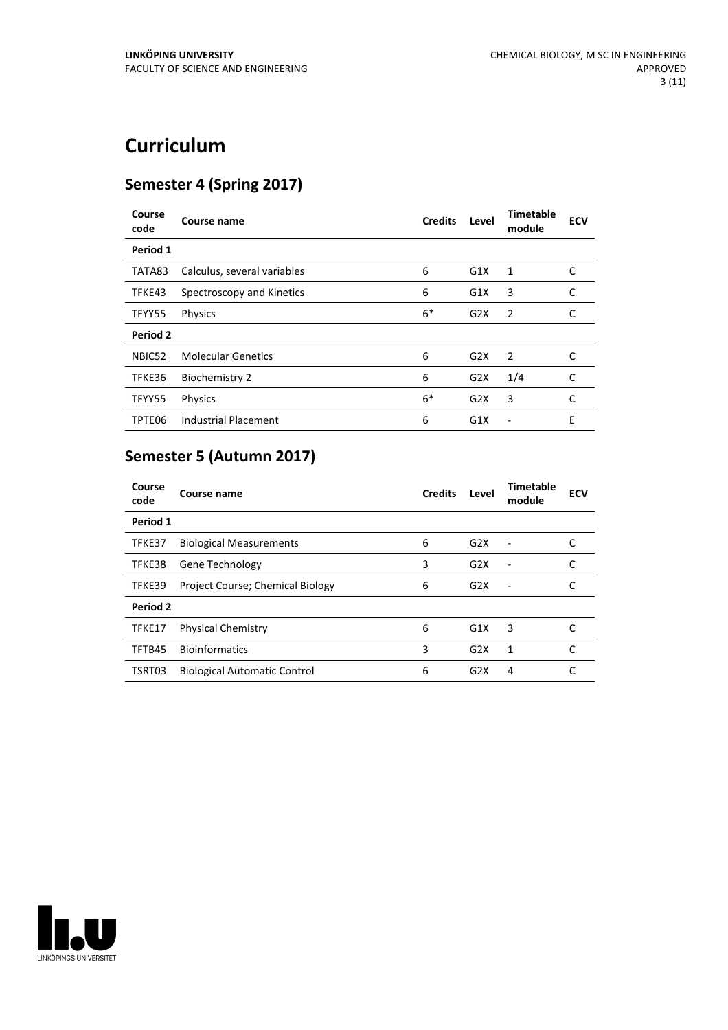# Curriculum

## Semester 4 (Spring 2017)

| Course code | Course name | Credits | Level | Timetable module | ECV |
|---|---|---|---|---|---|
| **Period 1** | | | | | |
| TATA83 | Calculus, several variables | 6 | G1X | 1 | C |
| TFKE43 | Spectroscopy and Kinetics | 6 | G1X | 3 | C |
| TFYY55 | Physics | 6* | G2X | 2 | C |
| **Period 2** | | | | | |
| NBIC52 | Molecular Genetics | 6 | G2X | 2 | C |
| TFKE36 | Biochemistry 2 | 6 | G2X | 1/4 | C |
| TFYY55 | Physics | 6* | G2X | 3 | C |
| TPTE06 | Industrial Placement | 6 | G1X | - | E |

## Semester 5 (Autumn 2017)

| Course code | Course name | Credits | Level | Timetable module | ECV |
|---|---|---|---|---|---|
| **Period 1** | | | | | |
| TFKE37 | Biological Measurements | 6 | G2X | - | C |
| TFKE38 | Gene Technology | 3 | G2X | - | C |
| TFKE39 | Project Course; Chemical Biology | 6 | G2X | - | C |
| **Period 2** | | | | | |
| TFKE17 | Physical Chemistry | 6 | G1X | 3 | C |
| TFTB45 | Bioinformatics | 3 | G2X | 1 | C |
| TSRT03 | Biological Automatic Control | 6 | G2X | 4 | C |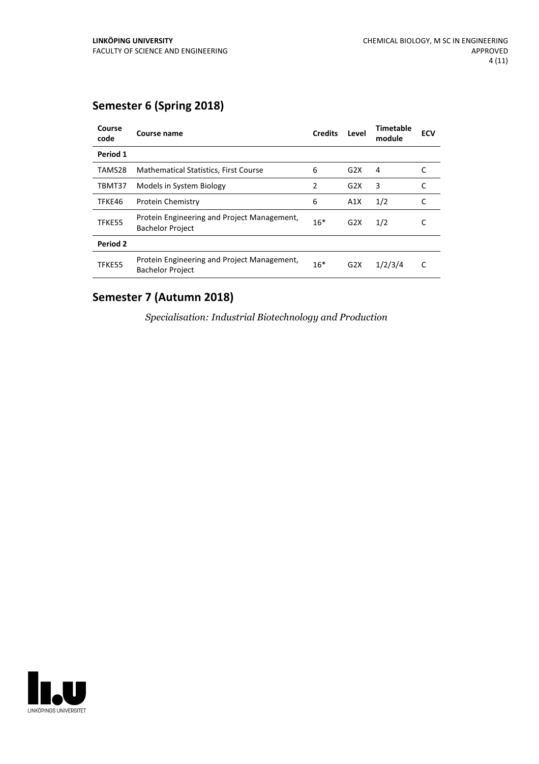## Semester 6 (Spring 2018)

| Course code | Course name | Credits | Level | Timetable module | ECV |
|---|---|---|---|---|---|
| **Period 1** | | | | | |
| TAMS28 | Mathematical Statistics, First Course | 6 | G2X | 4 | C |
| TBMT37 | Models in System Biology | 2 | G2X | 3 | C |
| TFKE46 | Protein Chemistry | 6 | A1X | 1/2 | C |
| TFKE55 | Protein Engineering and Project Management, Bachelor Project | 16* | G2X | 1/2 | C |
| **Period 2** | | | | | |
| TFKE55 | Protein Engineering and Project Management, Bachelor Project | 16* | G2X | 1/2/3/4 | C |

## Semester 7 (Autumn 2018)

*Specialisation: Industrial Biotechnology and Production*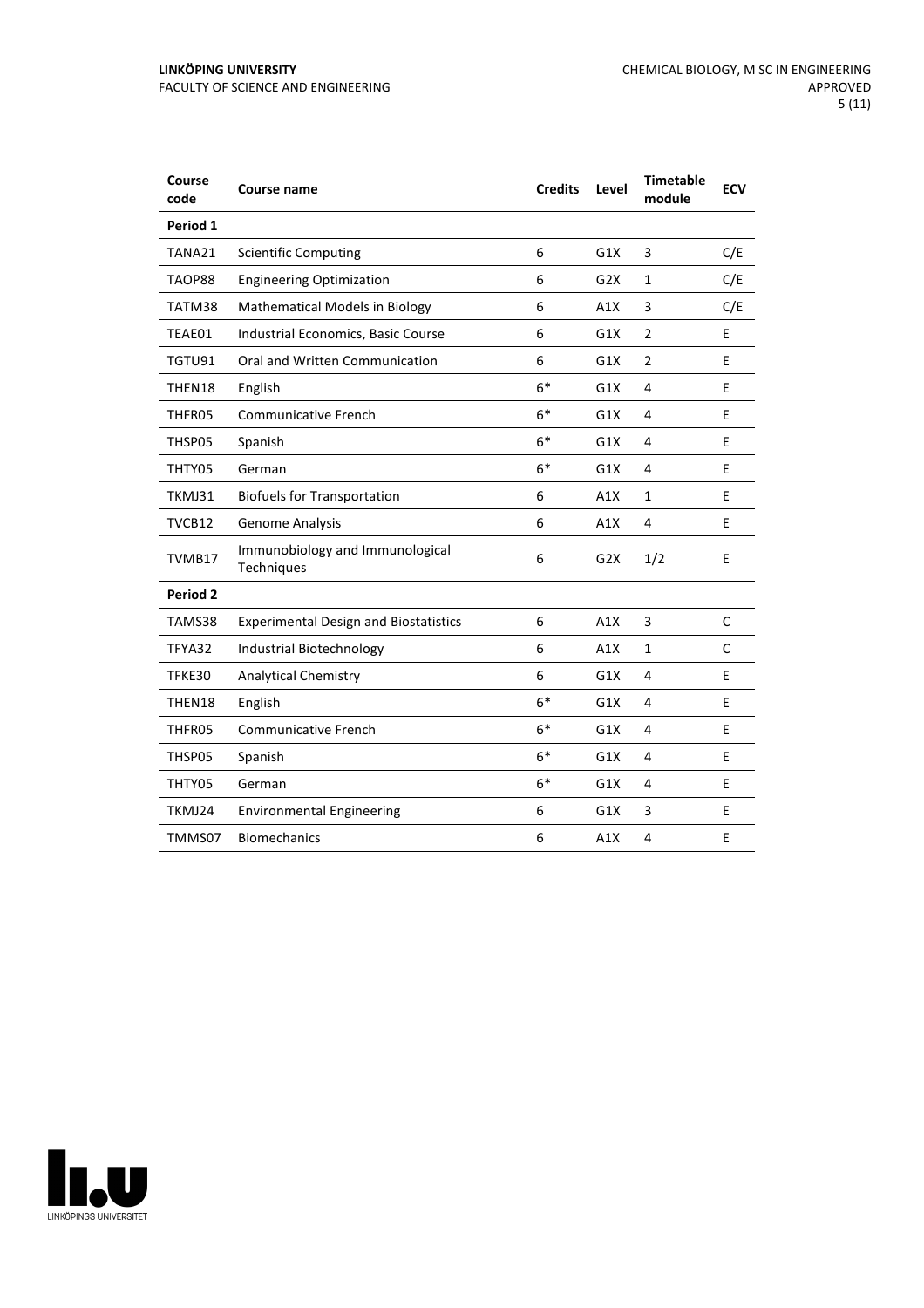| Course code | Course name | Credits | Level | Timetable module | ECV |
|---|---|---|---|---|---|
| **Period 1** | | | | | |
| TANA21 | Scientific Computing | 6 | G1X | 3 | C/E |
| TAOP88 | Engineering Optimization | 6 | G2X | 1 | C/E |
| TATM38 | Mathematical Models in Biology | 6 | A1X | 3 | C/E |
| TEAE01 | Industrial Economics, Basic Course | 6 | G1X | 2 | E |
| TGTU91 | Oral and Written Communication | 6 | G1X | 2 | E |
| THEN18 | English | 6* | G1X | 4 | E |
| THFR05 | Communicative French | 6* | G1X | 4 | E |
| THSP05 | Spanish | 6* | G1X | 4 | E |
| THTY05 | German | 6* | G1X | 4 | E |
| TKMJ31 | Biofuels for Transportation | 6 | A1X | 1 | E |
| TVCB12 | Genome Analysis | 6 | A1X | 4 | E |
| TVMB17 | Immunobiology and Immunological Techniques | 6 | G2X | 1/2 | E |
| **Period 2** | | | | | |
| TAMS38 | Experimental Design and Biostatistics | 6 | A1X | 3 | C |
| TFYA32 | Industrial Biotechnology | 6 | A1X | 1 | C |
| TFKE30 | Analytical Chemistry | 6 | G1X | 4 | E |
| THEN18 | English | 6* | G1X | 4 | E |
| THFR05 | Communicative French | 6* | G1X | 4 | E |
| THSP05 | Spanish | 6* | G1X | 4 | E |
| THTY05 | German | 6* | G1X | 4 | E |
| TKMJ24 | Environmental Engineering | 6 | G1X | 3 | E |
| TMMS07 | Biomechanics | 6 | A1X | 4 | E |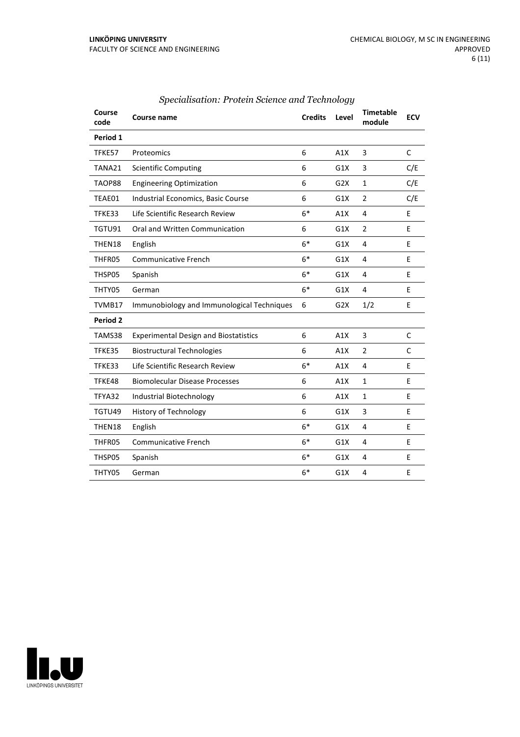### *Specialisation: Protein Science and Technology*

| Course code | Course name | Credits | Level | Timetable module | ECV |
|---|---|---|---|---|---|
| **Period 1** | | | | | |
| TFKE57 | Proteomics | 6 | A1X | 3 | C |
| TANA21 | Scientific Computing | 6 | G1X | 3 | C/E |
| TAOP88 | Engineering Optimization | 6 | G2X | 1 | C/E |
| TEAE01 | Industrial Economics, Basic Course | 6 | G1X | 2 | C/E |
| TFKE33 | Life Scientific Research Review | 6* | A1X | 4 | E |
| TGTU91 | Oral and Written Communication | 6 | G1X | 2 | E |
| THEN18 | English | 6* | G1X | 4 | E |
| THFR05 | Communicative French | 6* | G1X | 4 | E |
| THSP05 | Spanish | 6* | G1X | 4 | E |
| THTY05 | German | 6* | G1X | 4 | E |
| TVMB17 | Immunobiology and Immunological Techniques | 6 | G2X | 1/2 | E |
| **Period 2** | | | | | |
| TAMS38 | Experimental Design and Biostatistics | 6 | A1X | 3 | C |
| TFKE35 | Biostructural Technologies | 6 | A1X | 2 | C |
| TFKE33 | Life Scientific Research Review | 6* | A1X | 4 | E |
| TFKE48 | Biomolecular Disease Processes | 6 | A1X | 1 | E |
| TFYA32 | Industrial Biotechnology | 6 | A1X | 1 | E |
| TGTU49 | History of Technology | 6 | G1X | 3 | E |
| THEN18 | English | 6* | G1X | 4 | E |
| THFR05 | Communicative French | 6* | G1X | 4 | E |
| THSP05 | Spanish | 6* | G1X | 4 | E |
| THTY05 | German | 6* | G1X | 4 | E |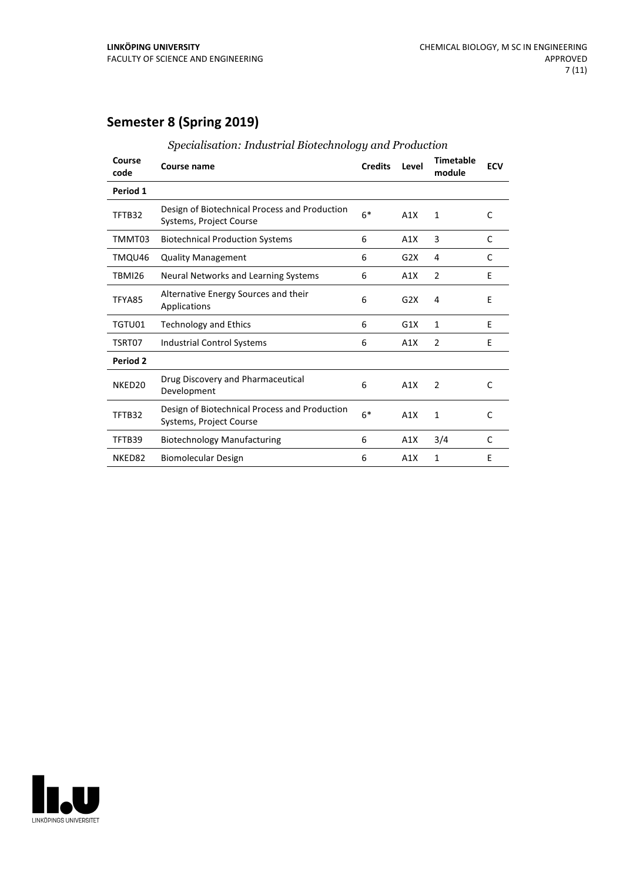## Semester 8 (Spring 2019)

*Specialisation: Industrial Biotechnology and Production*

| Course code | Course name | Credits | Level | Timetable module | ECV |
|---|---|---|---|---|---|
| **Period 1** | | | | | |
| TFTB32 | Design of Biotechnical Process and Production Systems, Project Course | 6* | A1X | 1 | C |
| TMMT03 | Biotechnical Production Systems | 6 | A1X | 3 | C |
| TMQU46 | Quality Management | 6 | G2X | 4 | C |
| TBMI26 | Neural Networks and Learning Systems | 6 | A1X | 2 | E |
| TFYA85 | Alternative Energy Sources and their Applications | 6 | G2X | 4 | E |
| TGTU01 | Technology and Ethics | 6 | G1X | 1 | E |
| TSRT07 | Industrial Control Systems | 6 | A1X | 2 | E |
| **Period 2** | | | | | |
| NKED20 | Drug Discovery and Pharmaceutical Development | 6 | A1X | 2 | C |
| TFTB32 | Design of Biotechnical Process and Production Systems, Project Course | 6* | A1X | 1 | C |
| TFTB39 | Biotechnology Manufacturing | 6 | A1X | 3/4 | C |
| NKED82 | Biomolecular Design | 6 | A1X | 1 | E |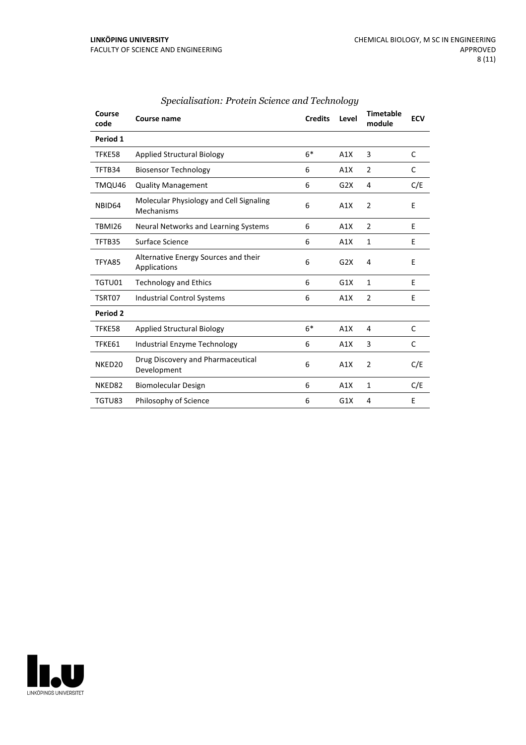*Specialisation: Protein Science and Technology*

| Course code | Course name | Credits | Level | Timetable module | ECV |
|---|---|---|---|---|---|
| **Period 1** | | | | | |
| TFKE58 | Applied Structural Biology | 6* | A1X | 3 | C |
| TFTB34 | Biosensor Technology | 6 | A1X | 2 | C |
| TMQU46 | Quality Management | 6 | G2X | 4 | C/E |
| NBID64 | Molecular Physiology and Cell Signaling Mechanisms | 6 | A1X | 2 | E |
| TBMI26 | Neural Networks and Learning Systems | 6 | A1X | 2 | E |
| TFTB35 | Surface Science | 6 | A1X | 1 | E |
| TFYA85 | Alternative Energy Sources and their Applications | 6 | G2X | 4 | E |
| TGTU01 | Technology and Ethics | 6 | G1X | 1 | E |
| TSRT07 | Industrial Control Systems | 6 | A1X | 2 | E |
| **Period 2** | | | | | |
| TFKE58 | Applied Structural Biology | 6* | A1X | 4 | C |
| TFKE61 | Industrial Enzyme Technology | 6 | A1X | 3 | C |
| NKED20 | Drug Discovery and Pharmaceutical Development | 6 | A1X | 2 | C/E |
| NKED82 | Biomolecular Design | 6 | A1X | 1 | C/E |
| TGTU83 | Philosophy of Science | 6 | G1X | 4 | E |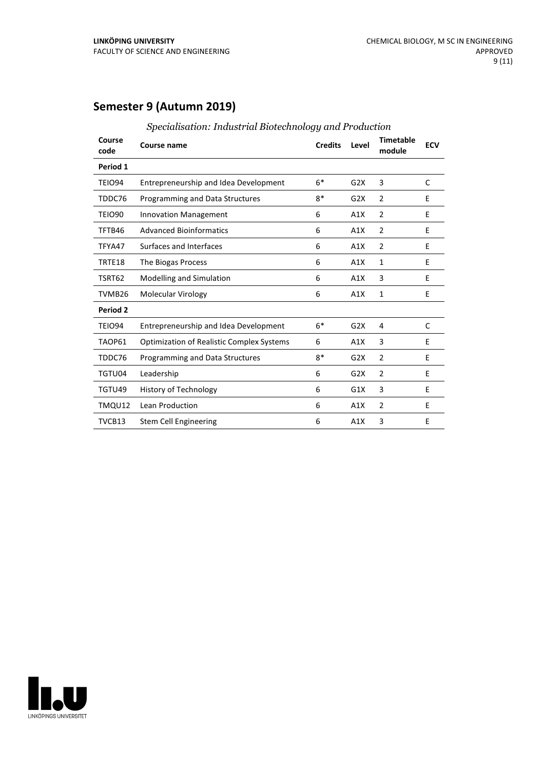## Semester 9 (Autumn 2019)

*Specialisation: Industrial Biotechnology and Production*

| Course code | Course name | Credits | Level | Timetable module | ECV |
|---|---|---|---|---|---|
| **Period 1** | | | | | |
| TEIO94 | Entrepreneurship and Idea Development | 6* | G2X | 3 | C |
| TDDC76 | Programming and Data Structures | 8* | G2X | 2 | E |
| TEIO90 | Innovation Management | 6 | A1X | 2 | E |
| TFTB46 | Advanced Bioinformatics | 6 | A1X | 2 | E |
| TFYA47 | Surfaces and Interfaces | 6 | A1X | 2 | E |
| TRTE18 | The Biogas Process | 6 | A1X | 1 | E |
| TSRT62 | Modelling and Simulation | 6 | A1X | 3 | E |
| TVMB26 | Molecular Virology | 6 | A1X | 1 | E |
| **Period 2** | | | | | |
| TEIO94 | Entrepreneurship and Idea Development | 6* | G2X | 4 | C |
| TAOP61 | Optimization of Realistic Complex Systems | 6 | A1X | 3 | E |
| TDDC76 | Programming and Data Structures | 8* | G2X | 2 | E |
| TGTU04 | Leadership | 6 | G2X | 2 | E |
| TGTU49 | History of Technology | 6 | G1X | 3 | E |
| TMQU12 | Lean Production | 6 | A1X | 2 | E |
| TVCB13 | Stem Cell Engineering | 6 | A1X | 3 | E |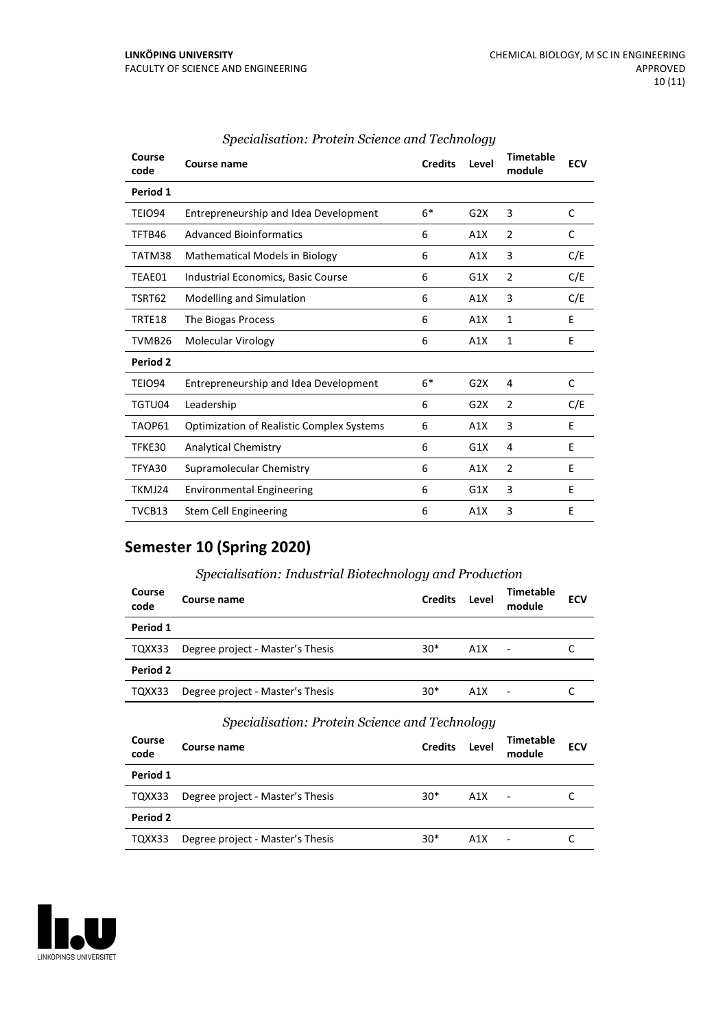*Specialisation: Protein Science and Technology*

| Course code | Course name | Credits | Level | Timetable module | ECV |
|---|---|---|---|---|---|
| **Period 1** | | | | | |
| TEIO94 | Entrepreneurship and Idea Development | 6* | G2X | 3 | C |
| TFTB46 | Advanced Bioinformatics | 6 | A1X | 2 | C |
| TATM38 | Mathematical Models in Biology | 6 | A1X | 3 | C/E |
| TEAE01 | Industrial Economics, Basic Course | 6 | G1X | 2 | C/E |
| TSRT62 | Modelling and Simulation | 6 | A1X | 3 | C/E |
| TRTE18 | The Biogas Process | 6 | A1X | 1 | E |
| TVMB26 | Molecular Virology | 6 | A1X | 1 | E |
| **Period 2** | | | | | |
| TEIO94 | Entrepreneurship and Idea Development | 6* | G2X | 4 | C |
| TGTU04 | Leadership | 6 | G2X | 2 | C/E |
| TAOP61 | Optimization of Realistic Complex Systems | 6 | A1X | 3 | E |
| TFKE30 | Analytical Chemistry | 6 | G1X | 4 | E |
| TFYA30 | Supramolecular Chemistry | 6 | A1X | 2 | E |
| TKMJ24 | Environmental Engineering | 6 | G1X | 3 | E |
| TVCB13 | Stem Cell Engineering | 6 | A1X | 3 | E |

## Semester 10 (Spring 2020)

*Specialisation: Industrial Biotechnology and Production*

| Course code | Course name | Credits | Level | Timetable module | ECV |
|---|---|---|---|---|---|
| **Period 1** | | | | | |
| TQXX33 | Degree project - Master's Thesis | 30* | A1X | - | C |
| **Period 2** | | | | | |
| TQXX33 | Degree project - Master's Thesis | 30* | A1X | - | C |

*Specialisation: Protein Science and Technology*

| Course code | Course name | Credits | Level | Timetable module | ECV |
|---|---|---|---|---|---|
| **Period 1** | | | | | |
| TQXX33 | Degree project - Master's Thesis | 30* | A1X | - | C |
| **Period 2** | | | | | |
| TQXX33 | Degree project - Master's Thesis | 30* | A1X | - | C |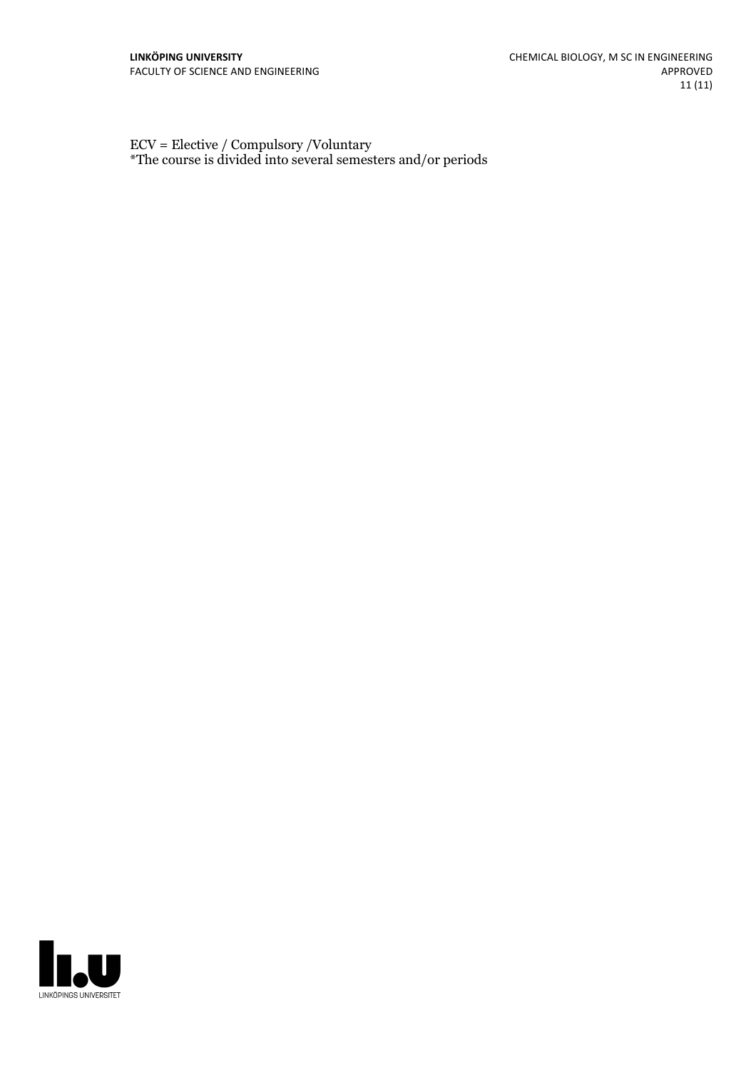ECV = Elective / Compulsory /Voluntary
*The course is divided into several semesters and/or periods